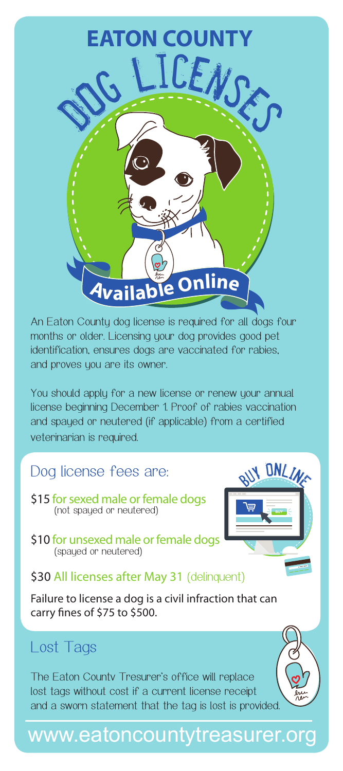# EATON COUNTY

## DOG LICENSES

**Available Online**

An Eaton County dog license is required for all dogs four months or older. Licensing your dog provides good pet identification, ensures dogs are vaccinated for rabies, and proves you are its owner.

You should apply for a new license or renew your annual license beginning December 1. Proof of rabies vaccination and spayed or neutered (if applicable) from a certified veterinarian is required.

## Dog license fees are:

BUY ONLINE

**$15** for sexed male or female dogs
(not spayed or neutered)

**$10** for unsexed male or female dogs
(spayed or neutered)

**$30** All licenses after May 31 (delinquent)

Failure to license a dog is a civil infraction that can carry fines of $75 to $500.

## Lost Tags

The Eaton County Tresurer's office will replace lost tags without cost if a current license receipt and a sworn statement that the tag is lost is provided.

www.eatoncountytreasurer.org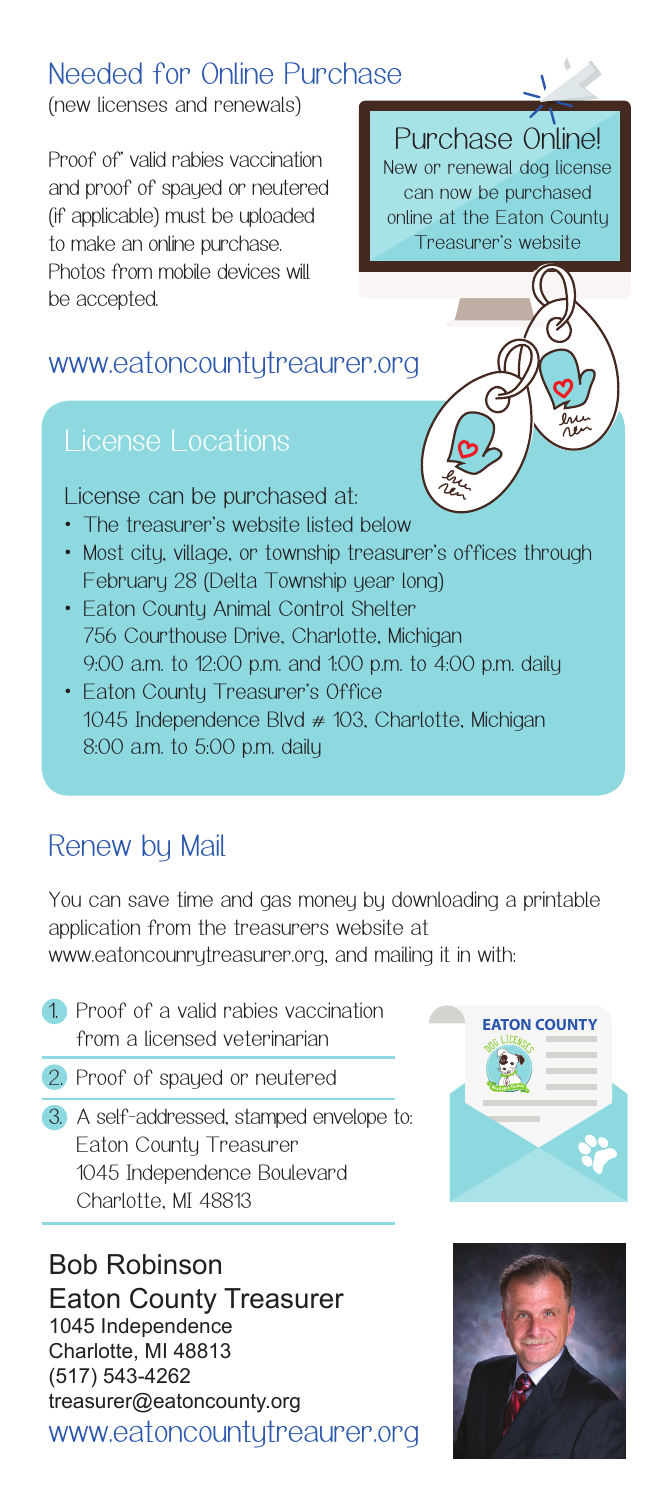## Needed for Online Purchase

(new licenses and renewals)

Proof of' valid rabies vaccination and proof of spayed or neutered (if applicable) must be uploaded to make an online purchase. Photos from mobile devices will be accepted.

### Purchase Online!

New or renewal dog license can now be purchased online at the Eaton County Treasurer's website

www.eatoncountytreaurer.org

## License Locations

License can be purchased at:

- The treasurer's website listed below
- Most city, village, or township treasurer's offices through February 28 (Delta Township year long)
- Eaton County Animal Control Shelter
  756 Courthouse Drive, Charlotte, Michigan
  9:00 a.m. to 12:00 p.m. and 1:00 p.m. to 4:00 p.m. daily
- Eaton County Treasurer's Office
  1045 Independence Blvd # 103, Charlotte, Michigan
  8:00 a.m. to 5:00 p.m. daily

## Renew by Mail

You can save time and gas money by downloading a printable application from the treasurers website at www.eatoncounrytreasurer.org, and mailing it in with:

1. Proof of a valid rabies vaccination from a licensed veterinarian
2. Proof of spayed or neutered
3. A self-addressed, stamped envelope to:
   Eaton County Treasurer
   1045 Independence Boulevard
   Charlotte, MI 48813

Bob Robinson
Eaton County Treasurer
1045 Independence
Charlotte, MI 48813
(517) 543-4262
treasurer@eatoncounty.org
www.eatoncountytreaurer.org